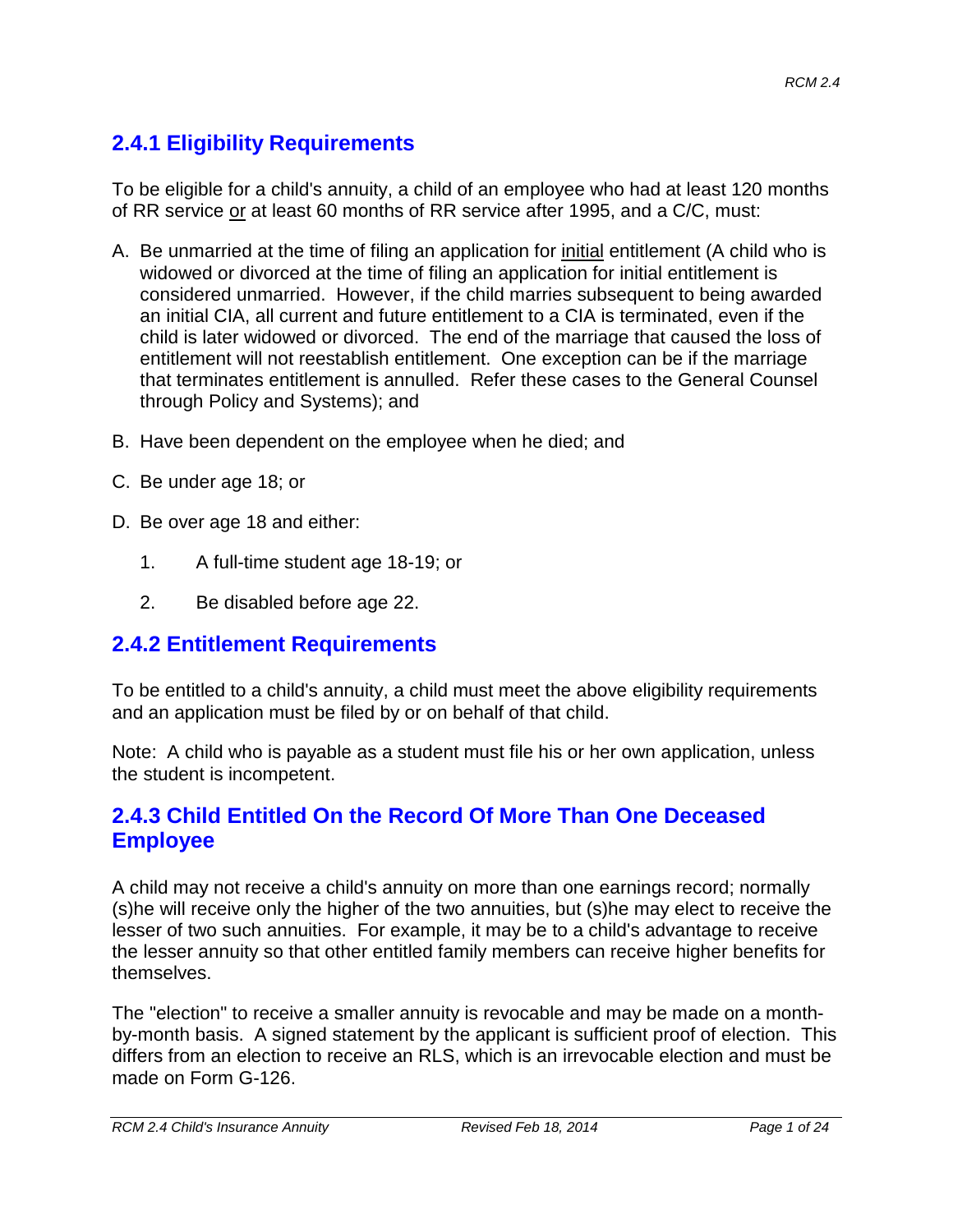## 2.4.1 Eligibility Requirements

To be eligible for a child's annuity, a child of an employee who had at least 120 months of RR service or at least 60 months of RR service after 1995, and a C/C, must:

A. Be unmarried at the time of filing an application for initial entitlement (A child who is widowed or divorced at the time of filing an application for initial entitlement is considered unmarried. However, if the child marries subsequent to being awarded an initial CIA, all current and future entitlement to a CIA is terminated, even if the child is later widowed or divorced. The end of the marriage that caused the loss of entitlement will not reestablish entitlement. One exception can be if the marriage that terminates entitlement is annulled. Refer these cases to the General Counsel through Policy and Systems); and

B. Have been dependent on the employee when he died; and

C. Be under age 18; or

D. Be over age 18 and either:

   1. A full-time student age 18-19; or

   2. Be disabled before age 22.

## 2.4.2 Entitlement Requirements

To be entitled to a child's annuity, a child must meet the above eligibility requirements and an application must be filed by or on behalf of that child.

Note: A child who is payable as a student must file his or her own application, unless the student is incompetent.

## 2.4.3 Child Entitled On the Record Of More Than One Deceased Employee

A child may not receive a child's annuity on more than one earnings record; normally (s)he will receive only the higher of the two annuities, but (s)he may elect to receive the lesser of two such annuities. For example, it may be to a child's advantage to receive the lesser annuity so that other entitled family members can receive higher benefits for themselves.

The "election" to receive a smaller annuity is revocable and may be made on a month-by-month basis. A signed statement by the applicant is sufficient proof of election. This differs from an election to receive an RLS, which is an irrevocable election and must be made on Form G-126.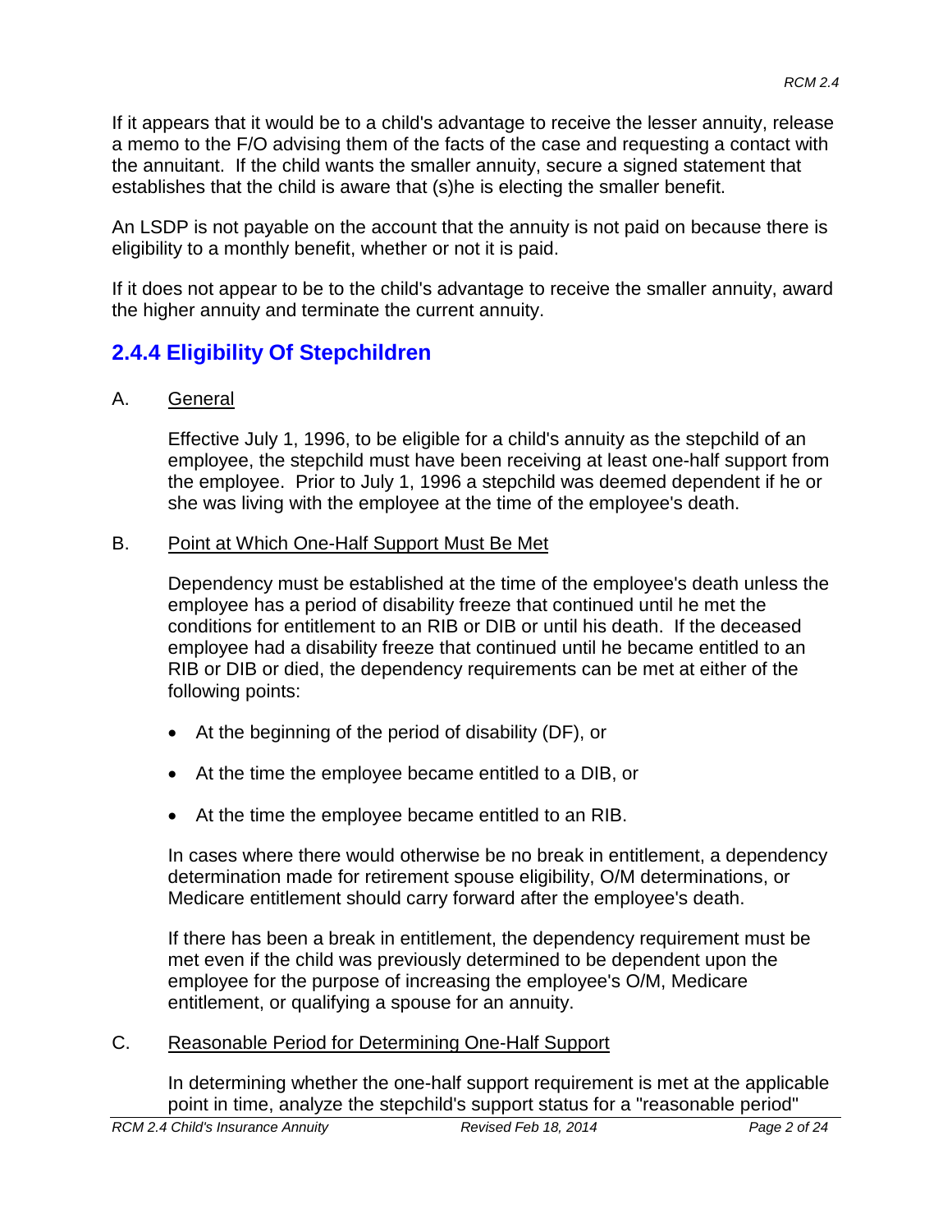If it appears that it would be to a child's advantage to receive the lesser annuity, release a memo to the F/O advising them of the facts of the case and requesting a contact with the annuitant. If the child wants the smaller annuity, secure a signed statement that establishes that the child is aware that (s)he is electing the smaller benefit.

An LSDP is not payable on the account that the annuity is not paid on because there is eligibility to a monthly benefit, whether or not it is paid.

If it does not appear to be to the child's advantage to receive the smaller annuity, award the higher annuity and terminate the current annuity.

## 2.4.4 Eligibility Of Stepchildren

A. General

Effective July 1, 1996, to be eligible for a child's annuity as the stepchild of an employee, the stepchild must have been receiving at least one-half support from the employee. Prior to July 1, 1996 a stepchild was deemed dependent if he or she was living with the employee at the time of the employee's death.

B. Point at Which One-Half Support Must Be Met

Dependency must be established at the time of the employee's death unless the employee has a period of disability freeze that continued until he met the conditions for entitlement to an RIB or DIB or until his death. If the deceased employee had a disability freeze that continued until he became entitled to an RIB or DIB or died, the dependency requirements can be met at either of the following points:

- At the beginning of the period of disability (DF), or
- At the time the employee became entitled to a DIB, or
- At the time the employee became entitled to an RIB.

In cases where there would otherwise be no break in entitlement, a dependency determination made for retirement spouse eligibility, O/M determinations, or Medicare entitlement should carry forward after the employee's death.

If there has been a break in entitlement, the dependency requirement must be met even if the child was previously determined to be dependent upon the employee for the purpose of increasing the employee's O/M, Medicare entitlement, or qualifying a spouse for an annuity.

C. Reasonable Period for Determining One-Half Support

In determining whether the one-half support requirement is met at the applicable point in time, analyze the stepchild's support status for a "reasonable period"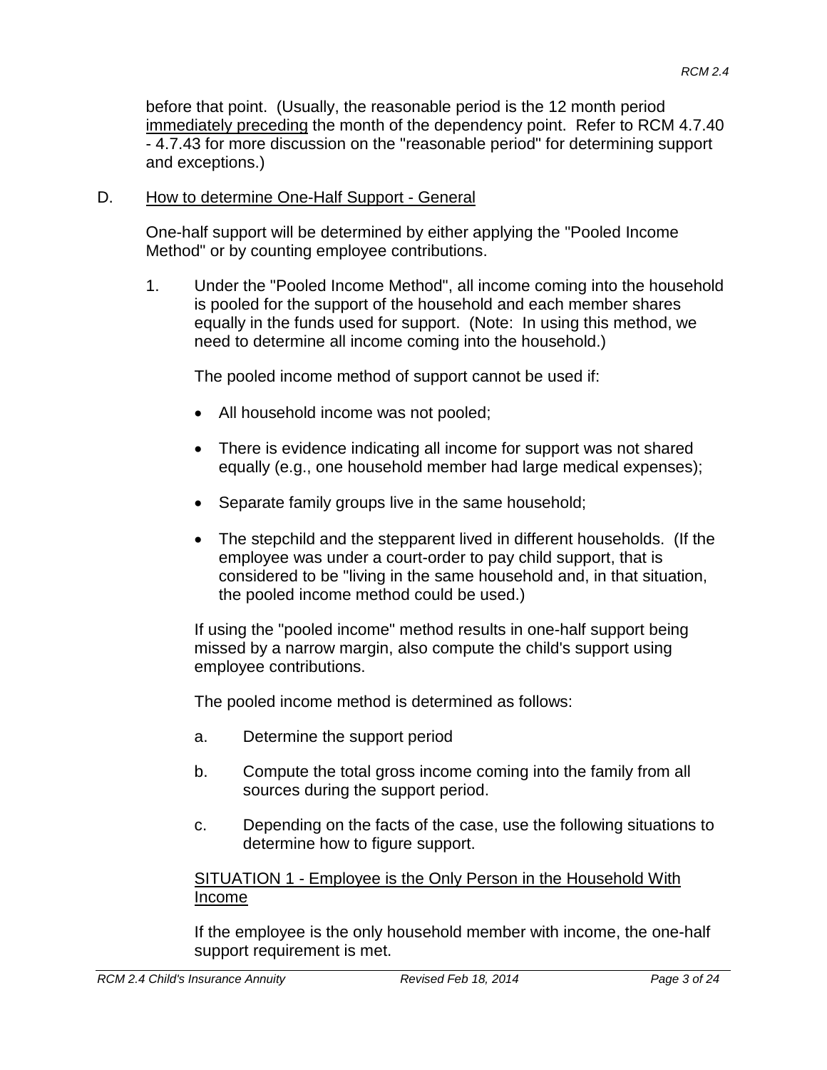before that point. (Usually, the reasonable period is the 12 month period <u>immediately preceding</u> the month of the dependency point. Refer to RCM 4.7.40 - 4.7.43 for more discussion on the "reasonable period" for determining support and exceptions.)

D. <u>How to determine One-Half Support - General</u>

One-half support will be determined by either applying the "Pooled Income Method" or by counting employee contributions.

1. Under the "Pooled Income Method", all income coming into the household is pooled for the support of the household and each member shares equally in the funds used for support. (Note: In using this method, we need to determine all income coming into the household.)

   The pooled income method of support cannot be used if:

   - All household income was not pooled;
   - There is evidence indicating all income for support was not shared equally (e.g., one household member had large medical expenses);
   - Separate family groups live in the same household;
   - The stepchild and the stepparent lived in different households. (If the employee was under a court-order to pay child support, that is considered to be "living in the same household and, in that situation, the pooled income method could be used.)

   If using the "pooled income" method results in one-half support being missed by a narrow margin, also compute the child's support using employee contributions.

   The pooled income method is determined as follows:

   a. Determine the support period

   b. Compute the total gross income coming into the family from all sources during the support period.

   c. Depending on the facts of the case, use the following situations to determine how to figure support.

   <u>SITUATION 1 - Employee is the Only Person in the Household With Income</u>

   If the employee is the only household member with income, the one-half support requirement is met.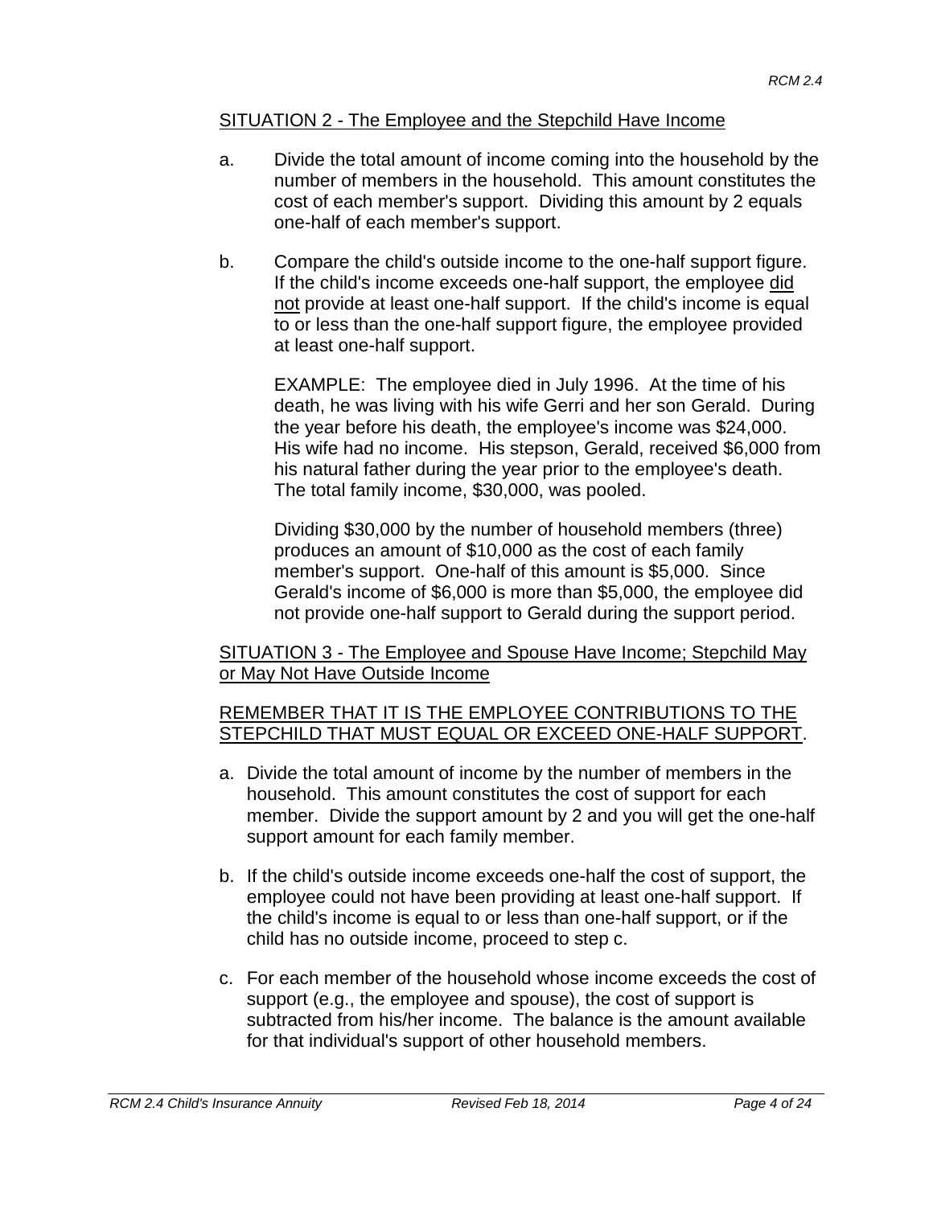SITUATION 2 - The Employee and the Stepchild Have Income

a. Divide the total amount of income coming into the household by the number of members in the household. This amount constitutes the cost of each member's support. Dividing this amount by 2 equals one-half of each member's support.

b. Compare the child's outside income to the one-half support figure. If the child's income exceeds one-half support, the employee did not provide at least one-half support. If the child's income is equal to or less than the one-half support figure, the employee provided at least one-half support.

   EXAMPLE: The employee died in July 1996. At the time of his death, he was living with his wife Gerri and her son Gerald. During the year before his death, the employee's income was $24,000. His wife had no income. His stepson, Gerald, received $6,000 from his natural father during the year prior to the employee's death. The total family income, $30,000, was pooled.

   Dividing $30,000 by the number of household members (three) produces an amount of $10,000 as the cost of each family member's support. One-half of this amount is $5,000. Since Gerald's income of $6,000 is more than $5,000, the employee did not provide one-half support to Gerald during the support period.

SITUATION 3 - The Employee and Spouse Have Income; Stepchild May or May Not Have Outside Income

REMEMBER THAT IT IS THE EMPLOYEE CONTRIBUTIONS TO THE STEPCHILD THAT MUST EQUAL OR EXCEED ONE-HALF SUPPORT.

a. Divide the total amount of income by the number of members in the household. This amount constitutes the cost of support for each member. Divide the support amount by 2 and you will get the one-half support amount for each family member.

b. If the child's outside income exceeds one-half the cost of support, the employee could not have been providing at least one-half support. If the child's income is equal to or less than one-half support, or if the child has no outside income, proceed to step c.

c. For each member of the household whose income exceeds the cost of support (e.g., the employee and spouse), the cost of support is subtracted from his/her income. The balance is the amount available for that individual's support of other household members.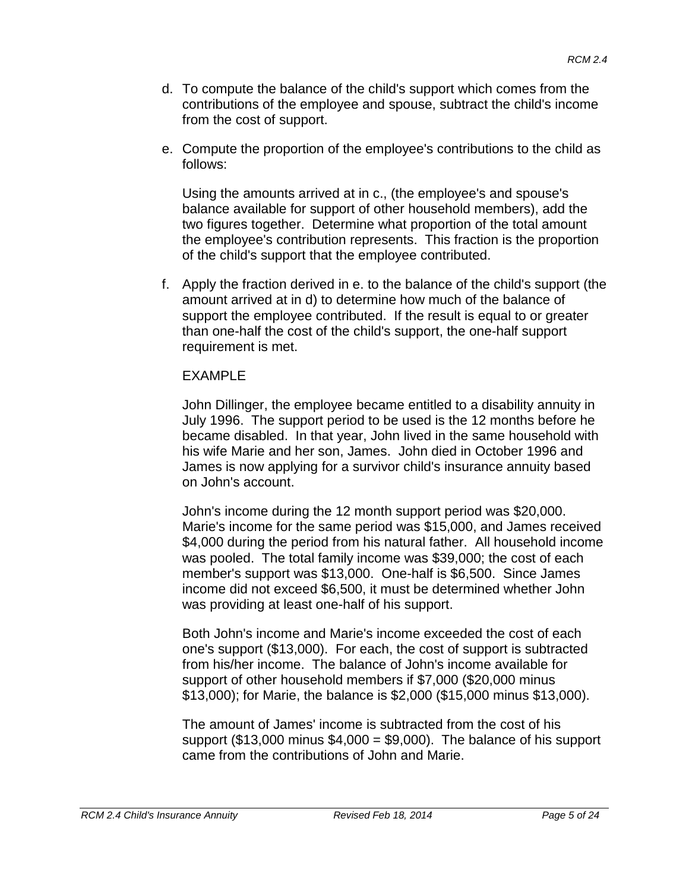d. To compute the balance of the child's support which comes from the contributions of the employee and spouse, subtract the child's income from the cost of support.

e. Compute the proportion of the employee's contributions to the child as follows:

   Using the amounts arrived at in c., (the employee's and spouse's balance available for support of other household members), add the two figures together. Determine what proportion of the total amount the employee's contribution represents. This fraction is the proportion of the child's support that the employee contributed.

f. Apply the fraction derived in e. to the balance of the child's support (the amount arrived at in d) to determine how much of the balance of support the employee contributed. If the result is equal to or greater than one-half the cost of the child's support, the one-half support requirement is met.

   EXAMPLE

   John Dillinger, the employee became entitled to a disability annuity in July 1996. The support period to be used is the 12 months before he became disabled. In that year, John lived in the same household with his wife Marie and her son, James. John died in October 1996 and James is now applying for a survivor child's insurance annuity based on John's account.

   John's income during the 12 month support period was $20,000. Marie's income for the same period was $15,000, and James received $4,000 during the period from his natural father. All household income was pooled. The total family income was $39,000; the cost of each member's support was $13,000. One-half is $6,500. Since James income did not exceed $6,500, it must be determined whether John was providing at least one-half of his support.

   Both John's income and Marie's income exceeded the cost of each one's support ($13,000). For each, the cost of support is subtracted from his/her income. The balance of John's income available for support of other household members if $7,000 ($20,000 minus $13,000); for Marie, the balance is $2,000 ($15,000 minus $13,000).

   The amount of James' income is subtracted from the cost of his support ($13,000 minus $4,000 = $9,000). The balance of his support came from the contributions of John and Marie.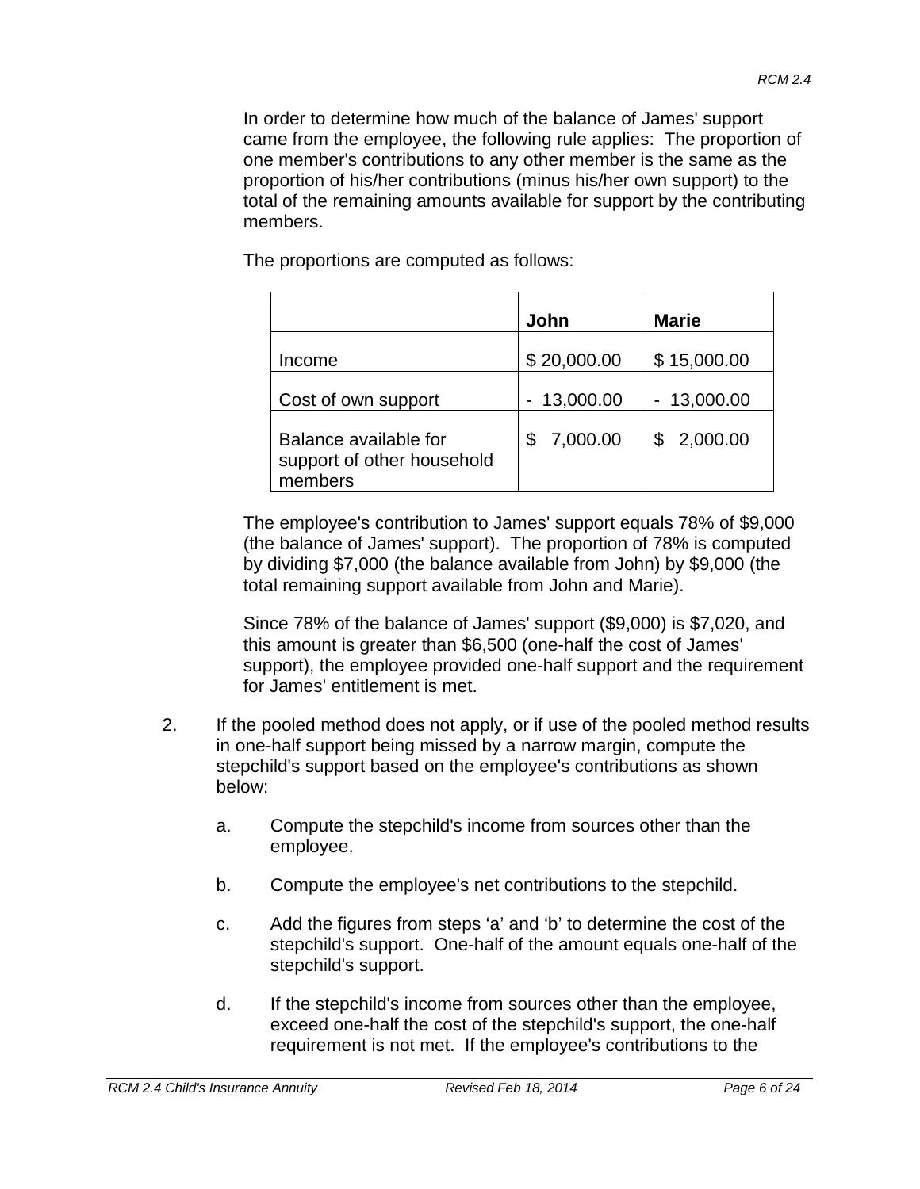In order to determine how much of the balance of James' support came from the employee, the following rule applies: The proportion of one member's contributions to any other member is the same as the proportion of his/her contributions (minus his/her own support) to the total of the remaining amounts available for support by the contributing members.

The proportions are computed as follows:

| | John | Marie |
|---|---|---|
| Income | $ 20,000.00 | $ 15,000.00 |
| Cost of own support | - 13,000.00 | - 13,000.00 |
| Balance available for support of other household members | $ 7,000.00 | $ 2,000.00 |

The employee's contribution to James' support equals 78% of $9,000 (the balance of James' support). The proportion of 78% is computed by dividing $7,000 (the balance available from John) by $9,000 (the total remaining support available from John and Marie).

Since 78% of the balance of James' support ($9,000) is $7,020, and this amount is greater than $6,500 (one-half the cost of James' support), the employee provided one-half support and the requirement for James' entitlement is met.

2. If the pooled method does not apply, or if use of the pooled method results in one-half support being missed by a narrow margin, compute the stepchild's support based on the employee's contributions as shown below:

   a. Compute the stepchild's income from sources other than the employee.

   b. Compute the employee's net contributions to the stepchild.

   c. Add the figures from steps 'a' and 'b' to determine the cost of the stepchild's support. One-half of the amount equals one-half of the stepchild's support.

   d. If the stepchild's income from sources other than the employee, exceed one-half the cost of the stepchild's support, the one-half requirement is not met. If the employee's contributions to the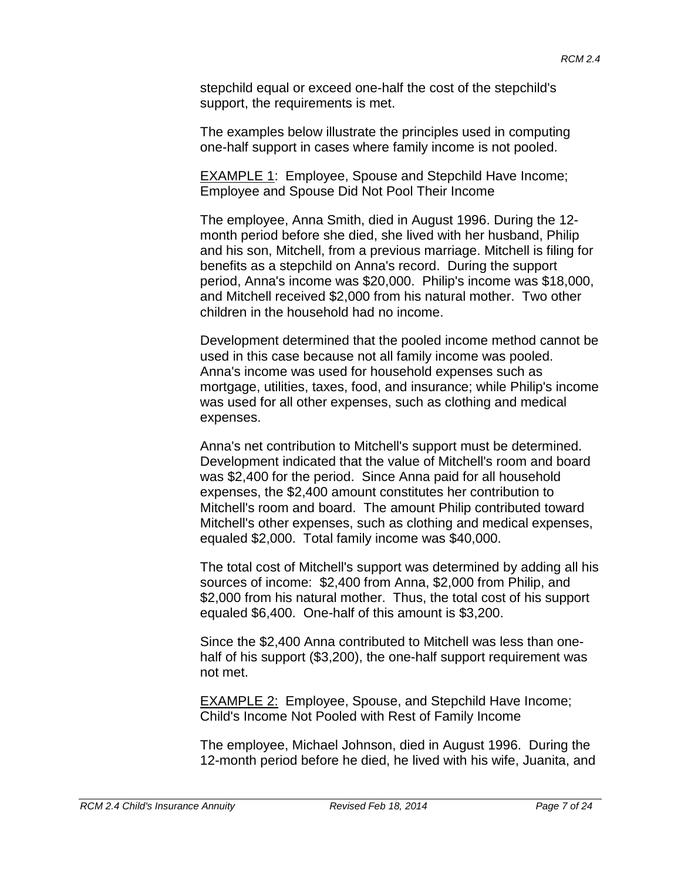stepchild equal or exceed one-half the cost of the stepchild's support, the requirements is met.

The examples below illustrate the principles used in computing one-half support in cases where family income is not pooled.

<u>EXAMPLE 1</u>: Employee, Spouse and Stepchild Have Income; Employee and Spouse Did Not Pool Their Income

The employee, Anna Smith, died in August 1996. During the 12-month period before she died, she lived with her husband, Philip and his son, Mitchell, from a previous marriage. Mitchell is filing for benefits as a stepchild on Anna's record. During the support period, Anna's income was $20,000. Philip's income was $18,000, and Mitchell received $2,000 from his natural mother. Two other children in the household had no income.

Development determined that the pooled income method cannot be used in this case because not all family income was pooled. Anna's income was used for household expenses such as mortgage, utilities, taxes, food, and insurance; while Philip's income was used for all other expenses, such as clothing and medical expenses.

Anna's net contribution to Mitchell's support must be determined. Development indicated that the value of Mitchell's room and board was $2,400 for the period. Since Anna paid for all household expenses, the $2,400 amount constitutes her contribution to Mitchell's room and board. The amount Philip contributed toward Mitchell's other expenses, such as clothing and medical expenses, equaled $2,000. Total family income was $40,000.

The total cost of Mitchell's support was determined by adding all his sources of income: $2,400 from Anna, $2,000 from Philip, and $2,000 from his natural mother. Thus, the total cost of his support equaled $6,400. One-half of this amount is $3,200.

Since the $2,400 Anna contributed to Mitchell was less than one-half of his support ($3,200), the one-half support requirement was not met.

<u>EXAMPLE 2:</u> Employee, Spouse, and Stepchild Have Income; Child's Income Not Pooled with Rest of Family Income

The employee, Michael Johnson, died in August 1996. During the 12-month period before he died, he lived with his wife, Juanita, and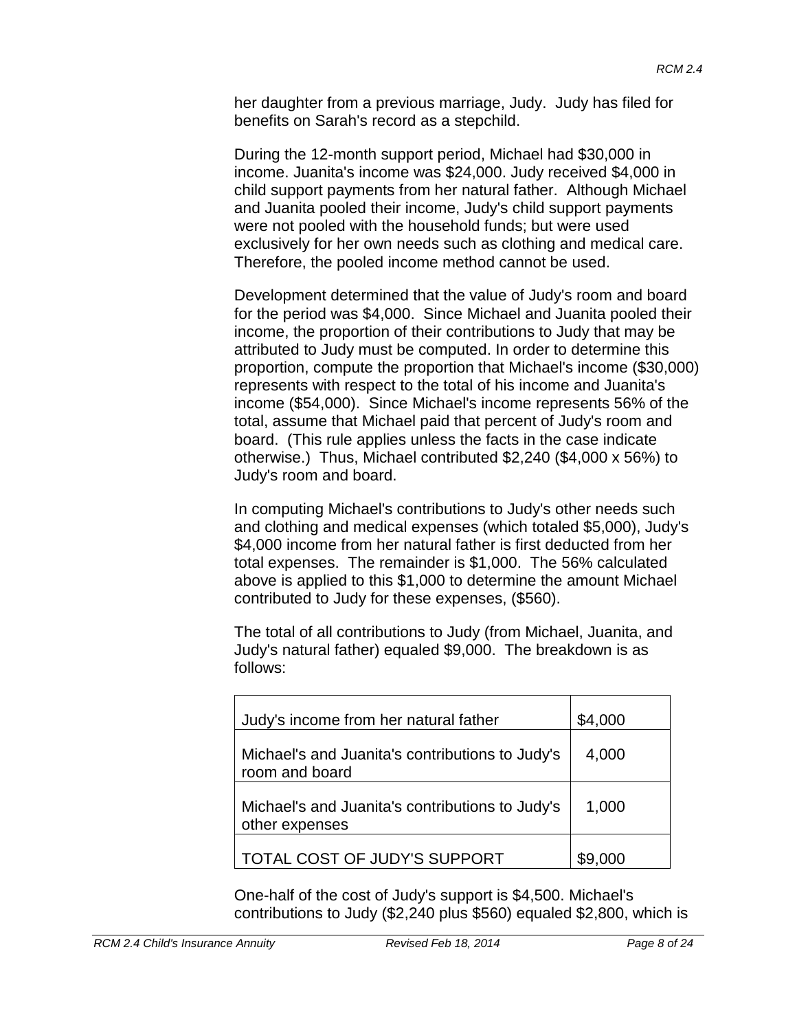her daughter from a previous marriage, Judy. Judy has filed for benefits on Sarah's record as a stepchild.

During the 12-month support period, Michael had $30,000 in income. Juanita's income was $24,000. Judy received $4,000 in child support payments from her natural father. Although Michael and Juanita pooled their income, Judy's child support payments were not pooled with the household funds; but were used exclusively for her own needs such as clothing and medical care. Therefore, the pooled income method cannot be used.

Development determined that the value of Judy's room and board for the period was $4,000. Since Michael and Juanita pooled their income, the proportion of their contributions to Judy that may be attributed to Judy must be computed. In order to determine this proportion, compute the proportion that Michael's income ($30,000) represents with respect to the total of his income and Juanita's income ($54,000). Since Michael's income represents 56% of the total, assume that Michael paid that percent of Judy's room and board. (This rule applies unless the facts in the case indicate otherwise.) Thus, Michael contributed $2,240 ($4,000 x 56%) to Judy's room and board.

In computing Michael's contributions to Judy's other needs such and clothing and medical expenses (which totaled $5,000), Judy's $4,000 income from her natural father is first deducted from her total expenses. The remainder is $1,000. The 56% calculated above is applied to this $1,000 to determine the amount Michael contributed to Judy for these expenses, ($560).

The total of all contributions to Judy (from Michael, Juanita, and Judy's natural father) equaled $9,000. The breakdown is as follows:

| | |
|---|---|
| Judy's income from her natural father | $4,000 |
| Michael's and Juanita's contributions to Judy's room and board | 4,000 |
| Michael's and Juanita's contributions to Judy's other expenses | 1,000 |
| TOTAL COST OF JUDY'S SUPPORT | $9,000 |

One-half of the cost of Judy's support is $4,500. Michael's contributions to Judy ($2,240 plus $560) equaled $2,800, which is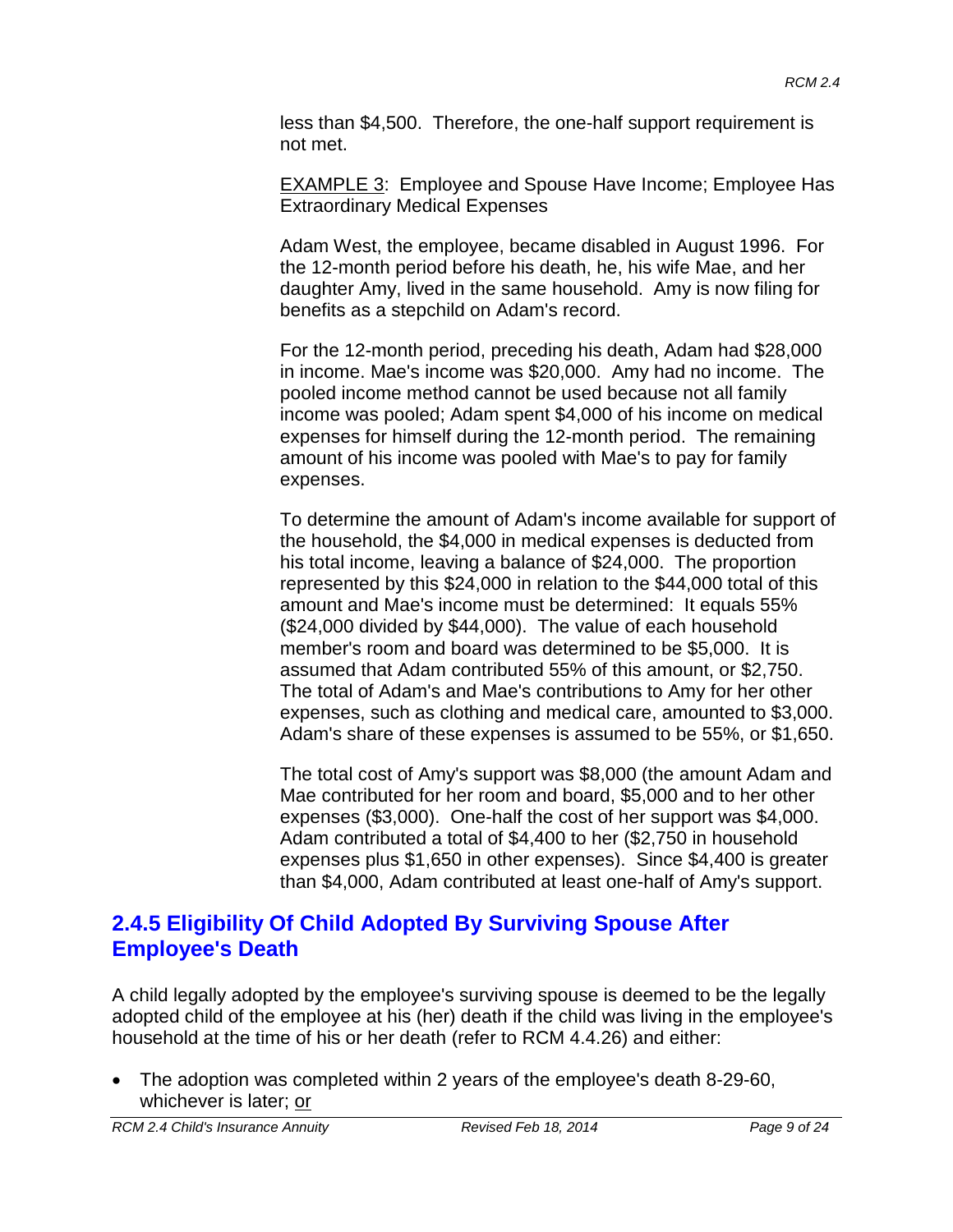less than $4,500. Therefore, the one-half support requirement is not met.

EXAMPLE 3: Employee and Spouse Have Income; Employee Has Extraordinary Medical Expenses

Adam West, the employee, became disabled in August 1996. For the 12-month period before his death, he, his wife Mae, and her daughter Amy, lived in the same household. Amy is now filing for benefits as a stepchild on Adam's record.

For the 12-month period, preceding his death, Adam had $28,000 in income. Mae's income was $20,000. Amy had no income. The pooled income method cannot be used because not all family income was pooled; Adam spent $4,000 of his income on medical expenses for himself during the 12-month period. The remaining amount of his income was pooled with Mae's to pay for family expenses.

To determine the amount of Adam's income available for support of the household, the $4,000 in medical expenses is deducted from his total income, leaving a balance of $24,000. The proportion represented by this $24,000 in relation to the $44,000 total of this amount and Mae's income must be determined: It equals 55% ($24,000 divided by $44,000). The value of each household member's room and board was determined to be $5,000. It is assumed that Adam contributed 55% of this amount, or $2,750. The total of Adam's and Mae's contributions to Amy for her other expenses, such as clothing and medical care, amounted to $3,000. Adam's share of these expenses is assumed to be 55%, or $1,650.

The total cost of Amy's support was $8,000 (the amount Adam and Mae contributed for her room and board, $5,000 and to her other expenses ($3,000). One-half the cost of her support was $4,000. Adam contributed a total of $4,400 to her ($2,750 in household expenses plus $1,650 in other expenses). Since $4,400 is greater than $4,000, Adam contributed at least one-half of Amy's support.

## 2.4.5 Eligibility Of Child Adopted By Surviving Spouse After Employee's Death

A child legally adopted by the employee's surviving spouse is deemed to be the legally adopted child of the employee at his (her) death if the child was living in the employee's household at the time of his or her death (refer to RCM 4.4.26) and either:

- The adoption was completed within 2 years of the employee's death 8-29-60, whichever is later; or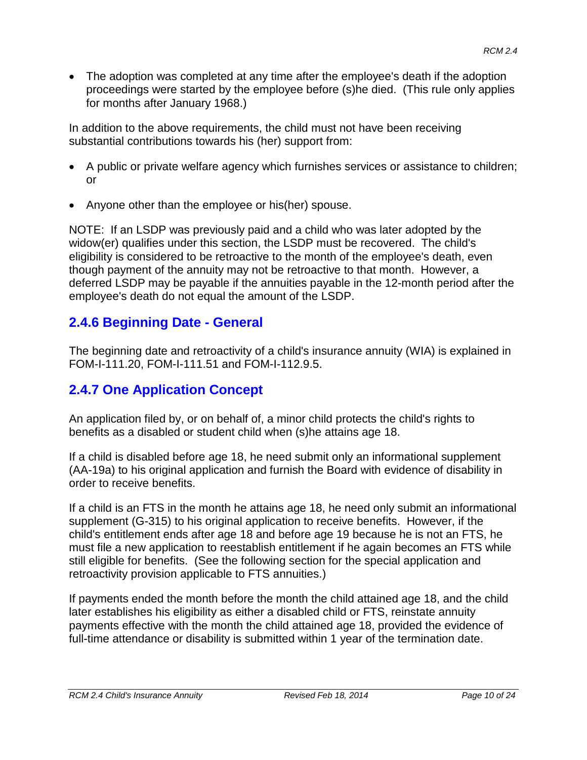- The adoption was completed at any time after the employee's death if the adoption proceedings were started by the employee before (s)he died. (This rule only applies for months after January 1968.)

In addition to the above requirements, the child must not have been receiving substantial contributions towards his (her) support from:

- A public or private welfare agency which furnishes services or assistance to children; or
- Anyone other than the employee or his(her) spouse.

NOTE: If an LSDP was previously paid and a child who was later adopted by the widow(er) qualifies under this section, the LSDP must be recovered. The child's eligibility is considered to be retroactive to the month of the employee's death, even though payment of the annuity may not be retroactive to that month. However, a deferred LSDP may be payable if the annuities payable in the 12-month period after the employee's death do not equal the amount of the LSDP.

## 2.4.6 Beginning Date - General

The beginning date and retroactivity of a child's insurance annuity (WIA) is explained in FOM-I-111.20, FOM-I-111.51 and FOM-I-112.9.5.

## 2.4.7 One Application Concept

An application filed by, or on behalf of, a minor child protects the child's rights to benefits as a disabled or student child when (s)he attains age 18.

If a child is disabled before age 18, he need submit only an informational supplement (AA-19a) to his original application and furnish the Board with evidence of disability in order to receive benefits.

If a child is an FTS in the month he attains age 18, he need only submit an informational supplement (G-315) to his original application to receive benefits. However, if the child's entitlement ends after age 18 and before age 19 because he is not an FTS, he must file a new application to reestablish entitlement if he again becomes an FTS while still eligible for benefits. (See the following section for the special application and retroactivity provision applicable to FTS annuities.)

If payments ended the month before the month the child attained age 18, and the child later establishes his eligibility as either a disabled child or FTS, reinstate annuity payments effective with the month the child attained age 18, provided the evidence of full-time attendance or disability is submitted within 1 year of the termination date.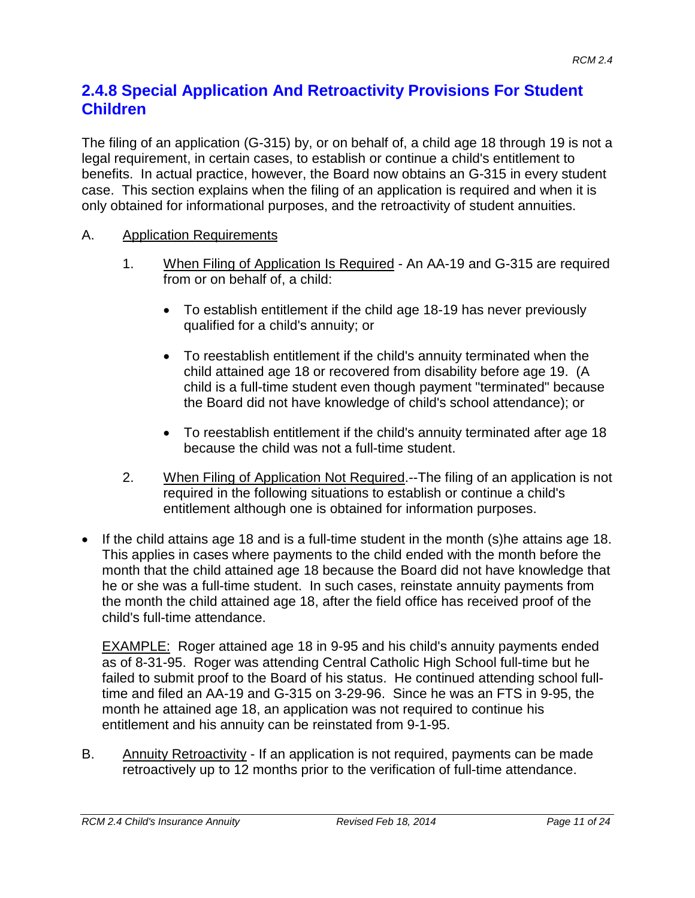## 2.4.8 Special Application And Retroactivity Provisions For Student Children

The filing of an application (G-315) by, or on behalf of, a child age 18 through 19 is not a legal requirement, in certain cases, to establish or continue a child's entitlement to benefits. In actual practice, however, the Board now obtains an G-315 in every student case. This section explains when the filing of an application is required and when it is only obtained for informational purposes, and the retroactivity of student annuities.

A. Application Requirements

1. When Filing of Application Is Required - An AA-19 and G-315 are required from or on behalf of, a child:

   - To establish entitlement if the child age 18-19 has never previously qualified for a child's annuity; or

   - To reestablish entitlement if the child's annuity terminated when the child attained age 18 or recovered from disability before age 19. (A child is a full-time student even though payment "terminated" because the Board did not have knowledge of child's school attendance); or

   - To reestablish entitlement if the child's annuity terminated after age 18 because the child was not a full-time student.

2. When Filing of Application Not Required.--The filing of an application is not required in the following situations to establish or continue a child's entitlement although one is obtained for information purposes.

- If the child attains age 18 and is a full-time student in the month (s)he attains age 18. This applies in cases where payments to the child ended with the month before the month that the child attained age 18 because the Board did not have knowledge that he or she was a full-time student. In such cases, reinstate annuity payments from the month the child attained age 18, after the field office has received proof of the child's full-time attendance.

  EXAMPLE: Roger attained age 18 in 9-95 and his child's annuity payments ended as of 8-31-95. Roger was attending Central Catholic High School full-time but he failed to submit proof to the Board of his status. He continued attending school full-time and filed an AA-19 and G-315 on 3-29-96. Since he was an FTS in 9-95, the month he attained age 18, an application was not required to continue his entitlement and his annuity can be reinstated from 9-1-95.

B. Annuity Retroactivity - If an application is not required, payments can be made retroactively up to 12 months prior to the verification of full-time attendance.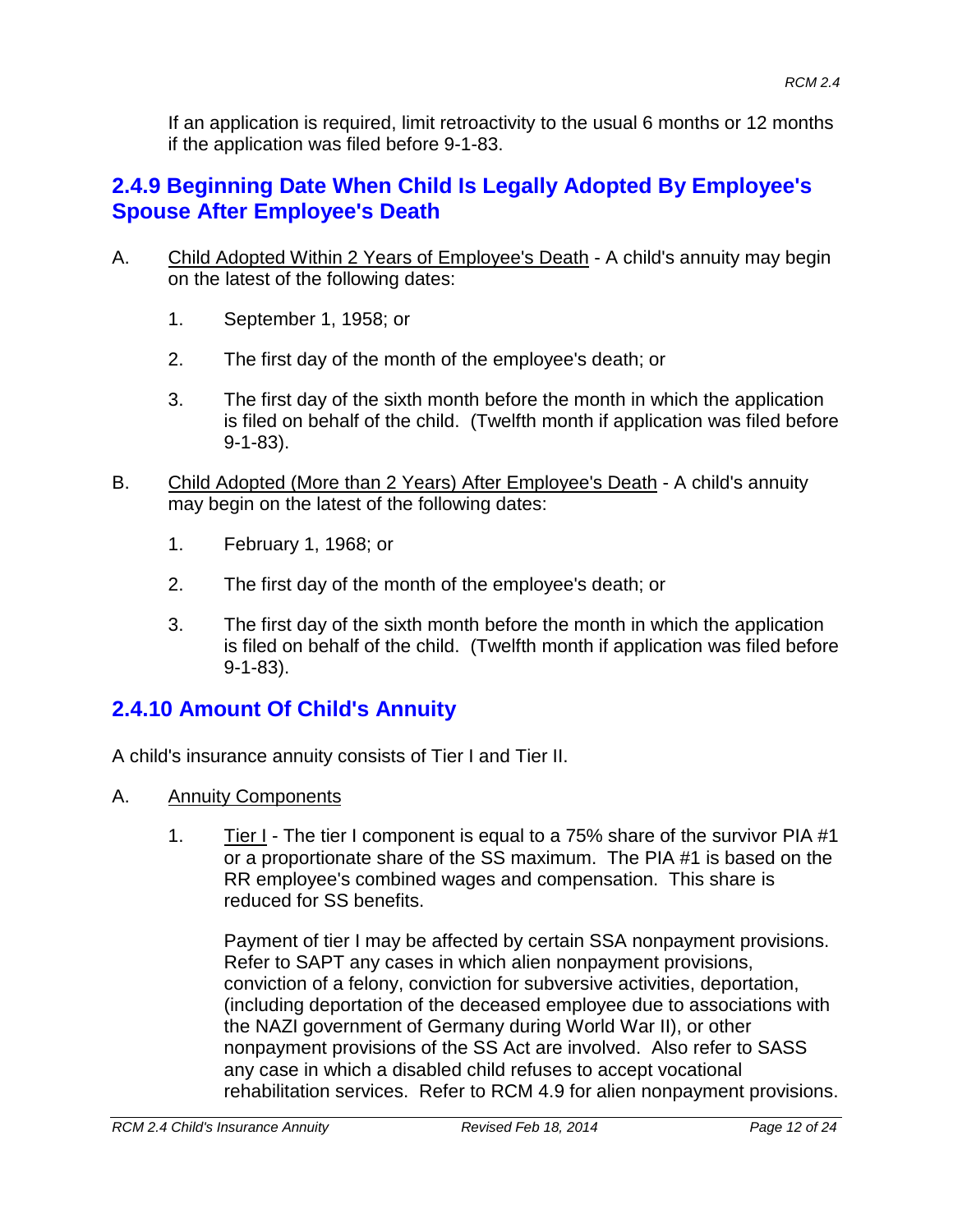If an application is required, limit retroactivity to the usual 6 months or 12 months if the application was filed before 9-1-83.

## 2.4.9 Beginning Date When Child Is Legally Adopted By Employee's Spouse After Employee's Death

A. Child Adopted Within 2 Years of Employee's Death - A child's annuity may begin on the latest of the following dates:

1. September 1, 1958; or

2. The first day of the month of the employee's death; or

3. The first day of the sixth month before the month in which the application is filed on behalf of the child. (Twelfth month if application was filed before 9-1-83).

B. Child Adopted (More than 2 Years) After Employee's Death - A child's annuity may begin on the latest of the following dates:

1. February 1, 1968; or

2. The first day of the month of the employee's death; or

3. The first day of the sixth month before the month in which the application is filed on behalf of the child. (Twelfth month if application was filed before 9-1-83).

## 2.4.10 Amount Of Child's Annuity

A child's insurance annuity consists of Tier I and Tier II.

A. Annuity Components

1. Tier I - The tier I component is equal to a 75% share of the survivor PIA #1 or a proportionate share of the SS maximum. The PIA #1 is based on the RR employee's combined wages and compensation. This share is reduced for SS benefits.

   Payment of tier I may be affected by certain SSA nonpayment provisions. Refer to SAPT any cases in which alien nonpayment provisions, conviction of a felony, conviction for subversive activities, deportation, (including deportation of the deceased employee due to associations with the NAZI government of Germany during World War II), or other nonpayment provisions of the SS Act are involved. Also refer to SASS any case in which a disabled child refuses to accept vocational rehabilitation services. Refer to RCM 4.9 for alien nonpayment provisions.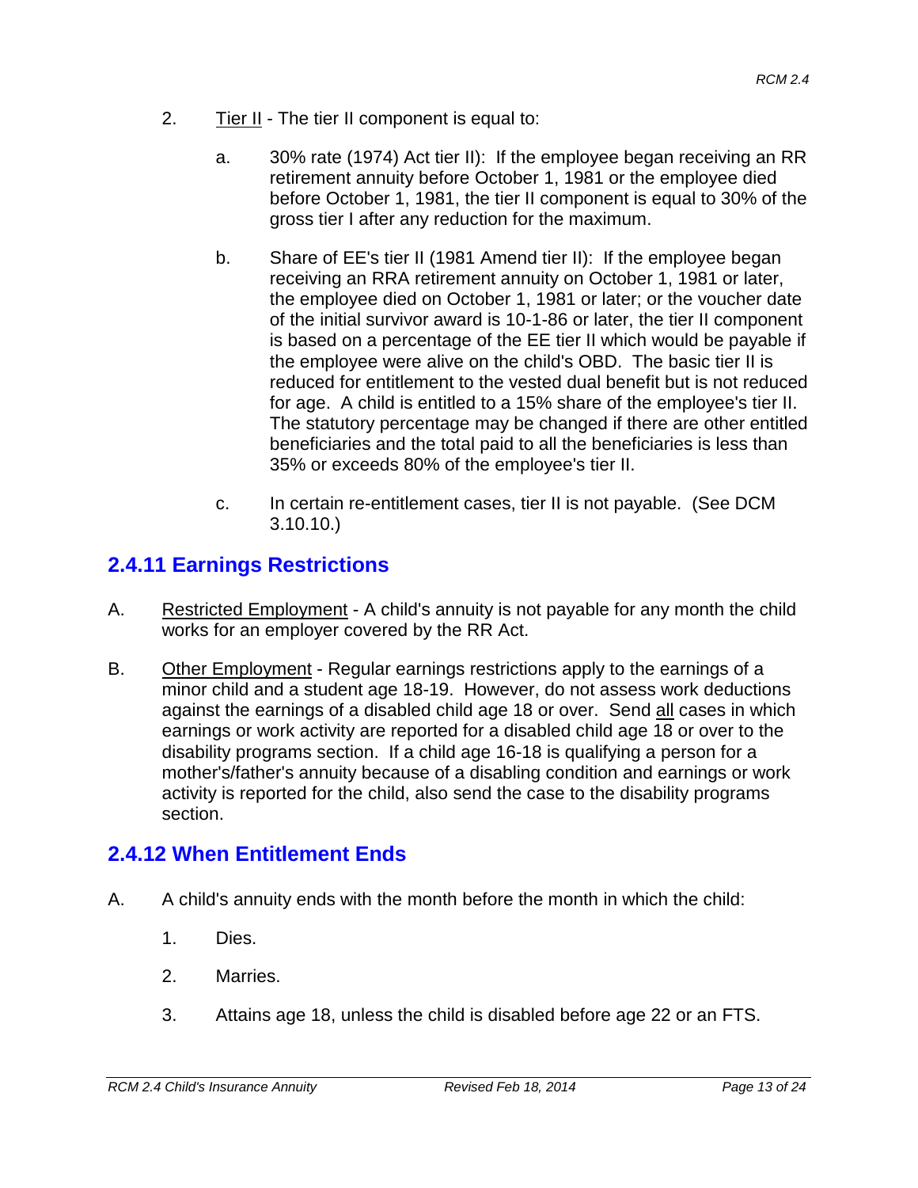2. Tier II - The tier II component is equal to:

   a. 30% rate (1974) Act tier II): If the employee began receiving an RR retirement annuity before October 1, 1981 or the employee died before October 1, 1981, the tier II component is equal to 30% of the gross tier I after any reduction for the maximum.

   b. Share of EE's tier II (1981 Amend tier II): If the employee began receiving an RRA retirement annuity on October 1, 1981 or later, the employee died on October 1, 1981 or later; or the voucher date of the initial survivor award is 10-1-86 or later, the tier II component is based on a percentage of the EE tier II which would be payable if the employee were alive on the child's OBD. The basic tier II is reduced for entitlement to the vested dual benefit but is not reduced for age. A child is entitled to a 15% share of the employee's tier II. The statutory percentage may be changed if there are other entitled beneficiaries and the total paid to all the beneficiaries is less than 35% or exceeds 80% of the employee's tier II.

   c. In certain re-entitlement cases, tier II is not payable. (See DCM 3.10.10.)

## 2.4.11 Earnings Restrictions

A. Restricted Employment - A child's annuity is not payable for any month the child works for an employer covered by the RR Act.

B. Other Employment - Regular earnings restrictions apply to the earnings of a minor child and a student age 18-19. However, do not assess work deductions against the earnings of a disabled child age 18 or over. Send all cases in which earnings or work activity are reported for a disabled child age 18 or over to the disability programs section. If a child age 16-18 is qualifying a person for a mother's/father's annuity because of a disabling condition and earnings or work activity is reported for the child, also send the case to the disability programs section.

## 2.4.12 When Entitlement Ends

A. A child's annuity ends with the month before the month in which the child:

   1. Dies.

   2. Marries.

   3. Attains age 18, unless the child is disabled before age 22 or an FTS.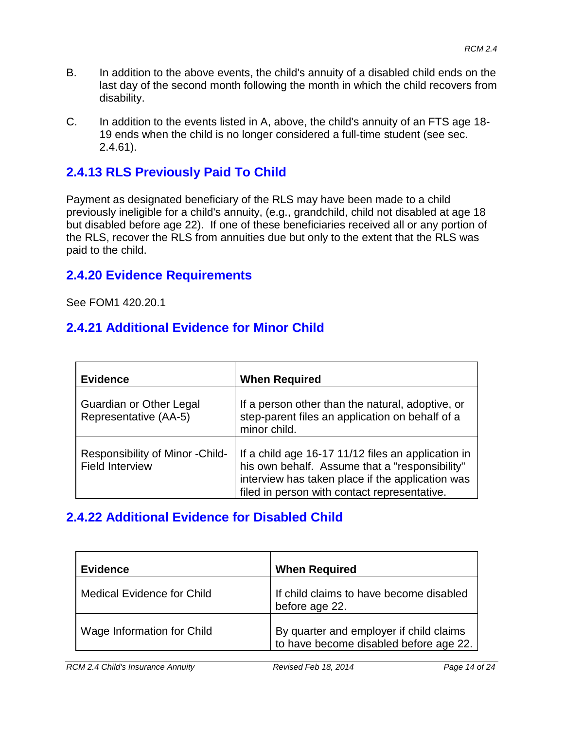B. In addition to the above events, the child's annuity of a disabled child ends on the last day of the second month following the month in which the child recovers from disability.

C. In addition to the events listed in A, above, the child's annuity of an FTS age 18-19 ends when the child is no longer considered a full-time student (see sec. 2.4.61).

## 2.4.13 RLS Previously Paid To Child

Payment as designated beneficiary of the RLS may have been made to a child previously ineligible for a child's annuity, (e.g., grandchild, child not disabled at age 18 but disabled before age 22). If one of these beneficiaries received all or any portion of the RLS, recover the RLS from annuities due but only to the extent that the RLS was paid to the child.

## 2.4.20 Evidence Requirements

See FOM1 420.20.1

## 2.4.21 Additional Evidence for Minor Child

| Evidence | When Required |
|---|---|
| Guardian or Other Legal Representative (AA-5) | If a person other than the natural, adoptive, or step-parent files an application on behalf of a minor child. |
| Responsibility of Minor -Child-Field Interview | If a child age 16-17 11/12 files an application in his own behalf. Assume that a "responsibility" interview has taken place if the application was filed in person with contact representative. |

## 2.4.22 Additional Evidence for Disabled Child

| Evidence | When Required |
|---|---|
| Medical Evidence for Child | If child claims to have become disabled before age 22. |
| Wage Information for Child | By quarter and employer if child claims to have become disabled before age 22. |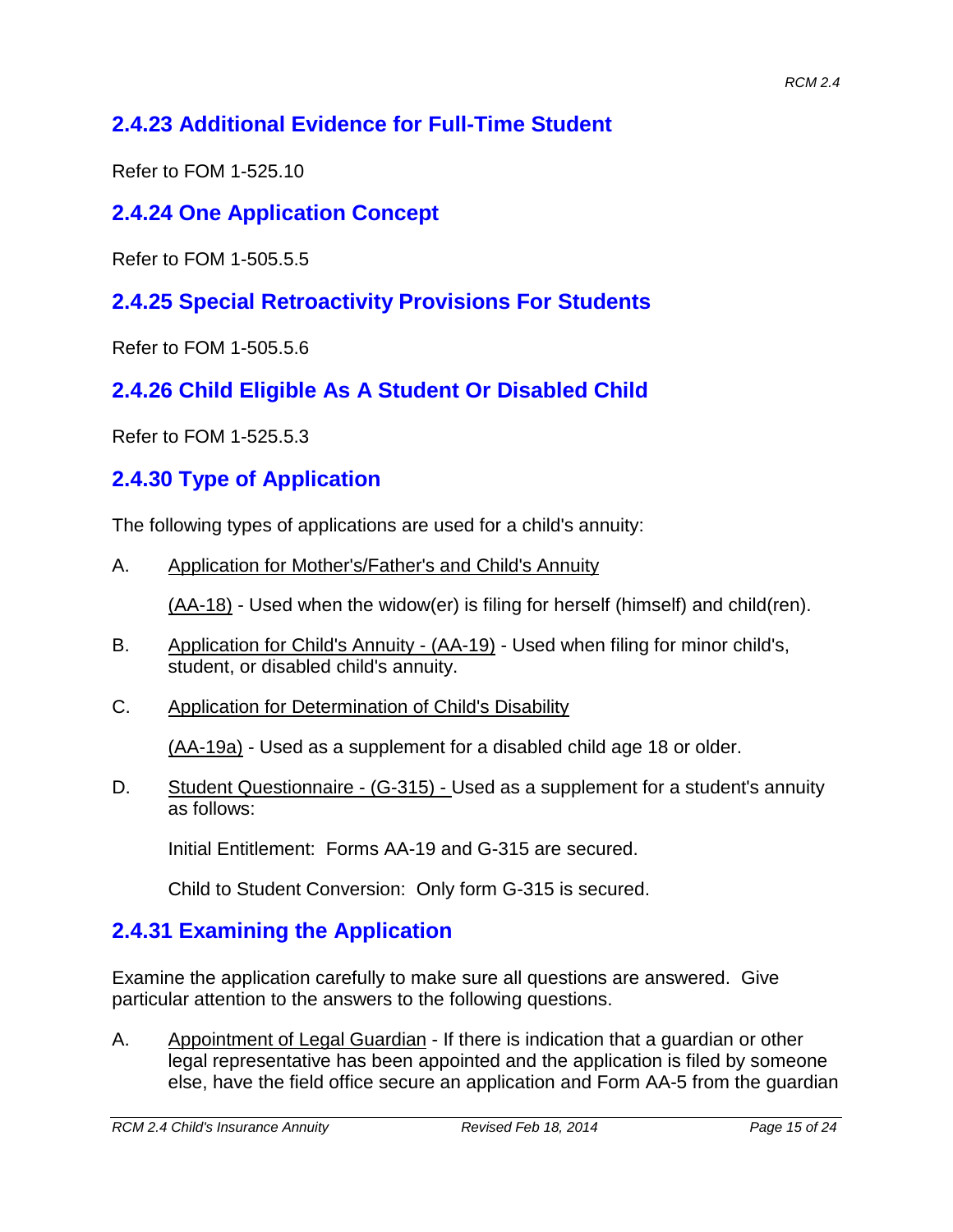## 2.4.23 Additional Evidence for Full-Time Student

Refer to FOM 1-525.10

## 2.4.24 One Application Concept

Refer to FOM 1-505.5.5

## 2.4.25 Special Retroactivity Provisions For Students

Refer to FOM 1-505.5.6

## 2.4.26 Child Eligible As A Student Or Disabled Child

Refer to FOM 1-525.5.3

## 2.4.30 Type of Application

The following types of applications are used for a child's annuity:

A. Application for Mother's/Father's and Child's Annuity

   (AA-18) - Used when the widow(er) is filing for herself (himself) and child(ren).

B. Application for Child's Annuity - (AA-19) - Used when filing for minor child's, student, or disabled child's annuity.

C. Application for Determination of Child's Disability

   (AA-19a) - Used as a supplement for a disabled child age 18 or older.

D. Student Questionnaire - (G-315) - Used as a supplement for a student's annuity as follows:

   Initial Entitlement: Forms AA-19 and G-315 are secured.

   Child to Student Conversion: Only form G-315 is secured.

## 2.4.31 Examining the Application

Examine the application carefully to make sure all questions are answered. Give particular attention to the answers to the following questions.

A. Appointment of Legal Guardian - If there is indication that a guardian or other legal representative has been appointed and the application is filed by someone else, have the field office secure an application and Form AA-5 from the guardian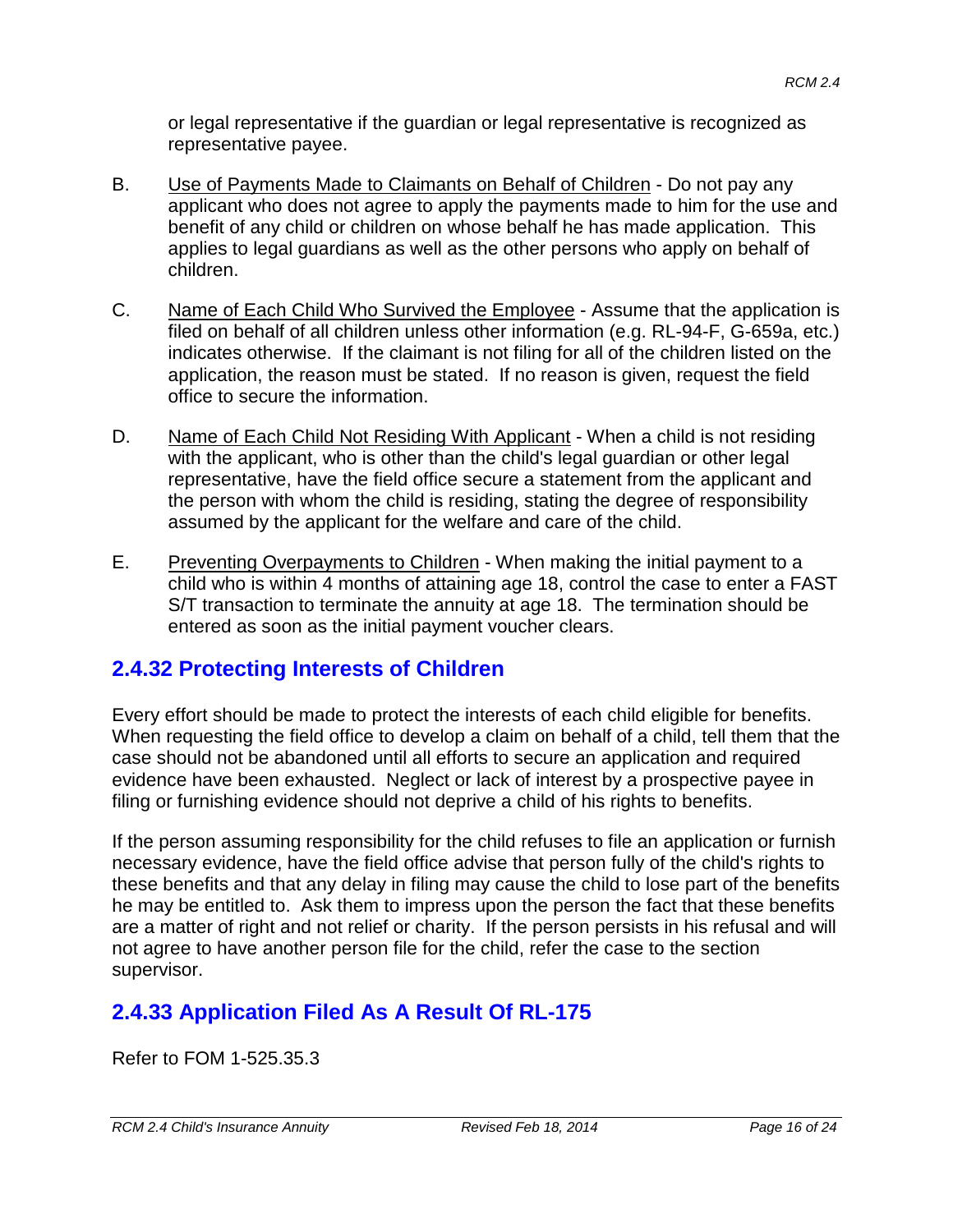or legal representative if the guardian or legal representative is recognized as representative payee.

B. Use of Payments Made to Claimants on Behalf of Children - Do not pay any applicant who does not agree to apply the payments made to him for the use and benefit of any child or children on whose behalf he has made application. This applies to legal guardians as well as the other persons who apply on behalf of children.

C. Name of Each Child Who Survived the Employee - Assume that the application is filed on behalf of all children unless other information (e.g. RL-94-F, G-659a, etc.) indicates otherwise. If the claimant is not filing for all of the children listed on the application, the reason must be stated. If no reason is given, request the field office to secure the information.

D. Name of Each Child Not Residing With Applicant - When a child is not residing with the applicant, who is other than the child's legal guardian or other legal representative, have the field office secure a statement from the applicant and the person with whom the child is residing, stating the degree of responsibility assumed by the applicant for the welfare and care of the child.

E. Preventing Overpayments to Children - When making the initial payment to a child who is within 4 months of attaining age 18, control the case to enter a FAST S/T transaction to terminate the annuity at age 18. The termination should be entered as soon as the initial payment voucher clears.

## 2.4.32 Protecting Interests of Children

Every effort should be made to protect the interests of each child eligible for benefits. When requesting the field office to develop a claim on behalf of a child, tell them that the case should not be abandoned until all efforts to secure an application and required evidence have been exhausted. Neglect or lack of interest by a prospective payee in filing or furnishing evidence should not deprive a child of his rights to benefits.

If the person assuming responsibility for the child refuses to file an application or furnish necessary evidence, have the field office advise that person fully of the child's rights to these benefits and that any delay in filing may cause the child to lose part of the benefits he may be entitled to. Ask them to impress upon the person the fact that these benefits are a matter of right and not relief or charity. If the person persists in his refusal and will not agree to have another person file for the child, refer the case to the section supervisor.

## 2.4.33 Application Filed As A Result Of RL-175

Refer to FOM 1-525.35.3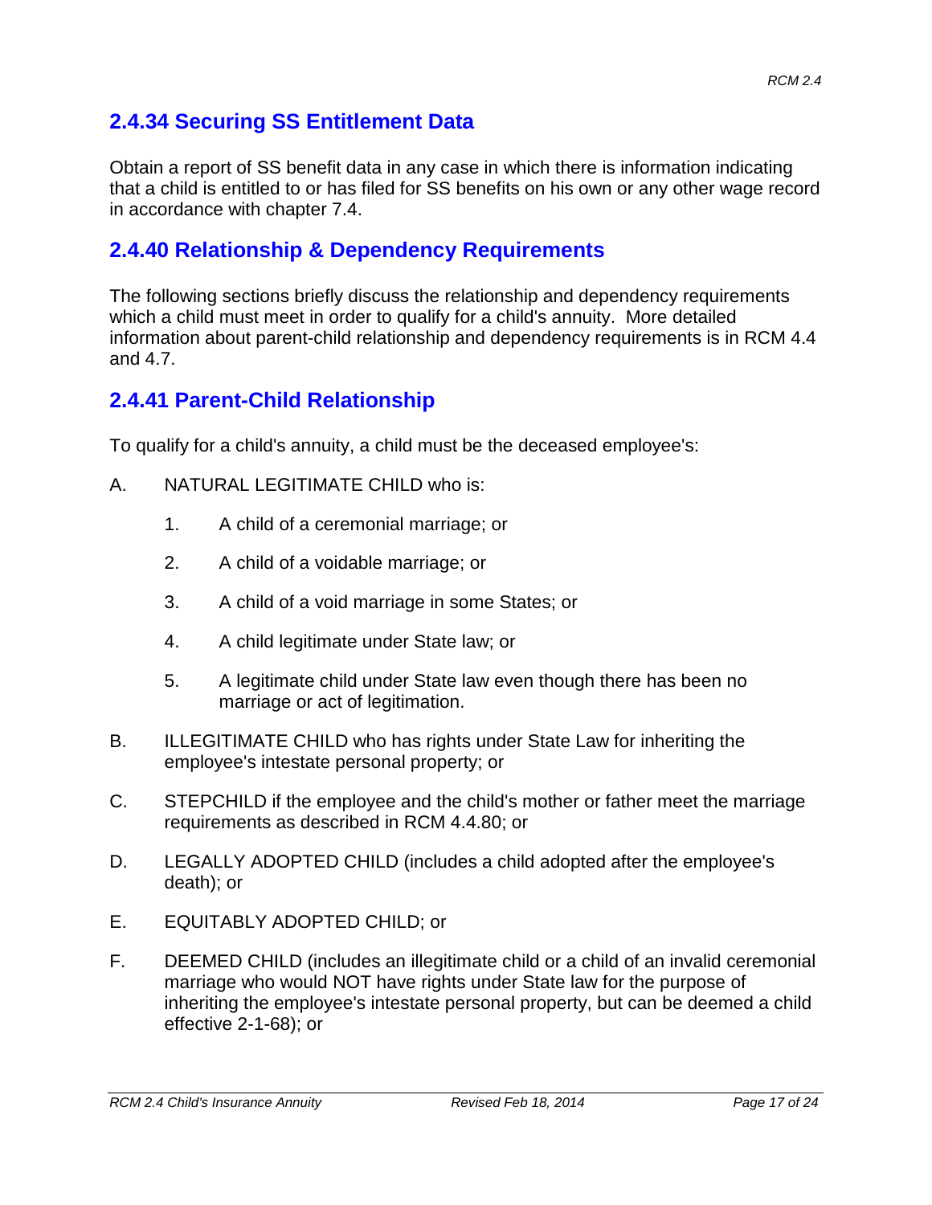## 2.4.34 Securing SS Entitlement Data

Obtain a report of SS benefit data in any case in which there is information indicating that a child is entitled to or has filed for SS benefits on his own or any other wage record in accordance with chapter 7.4.

## 2.4.40 Relationship & Dependency Requirements

The following sections briefly discuss the relationship and dependency requirements which a child must meet in order to qualify for a child's annuity. More detailed information about parent-child relationship and dependency requirements is in RCM 4.4 and 4.7.

## 2.4.41 Parent-Child Relationship

To qualify for a child's annuity, a child must be the deceased employee's:

A. NATURAL LEGITIMATE CHILD who is:

   1. A child of a ceremonial marriage; or

   2. A child of a voidable marriage; or

   3. A child of a void marriage in some States; or

   4. A child legitimate under State law; or

   5. A legitimate child under State law even though there has been no marriage or act of legitimation.

B. ILLEGITIMATE CHILD who has rights under State Law for inheriting the employee's intestate personal property; or

C. STEPCHILD if the employee and the child's mother or father meet the marriage requirements as described in RCM 4.4.80; or

D. LEGALLY ADOPTED CHILD (includes a child adopted after the employee's death); or

E. EQUITABLY ADOPTED CHILD; or

F. DEEMED CHILD (includes an illegitimate child or a child of an invalid ceremonial marriage who would NOT have rights under State law for the purpose of inheriting the employee's intestate personal property, but can be deemed a child effective 2-1-68); or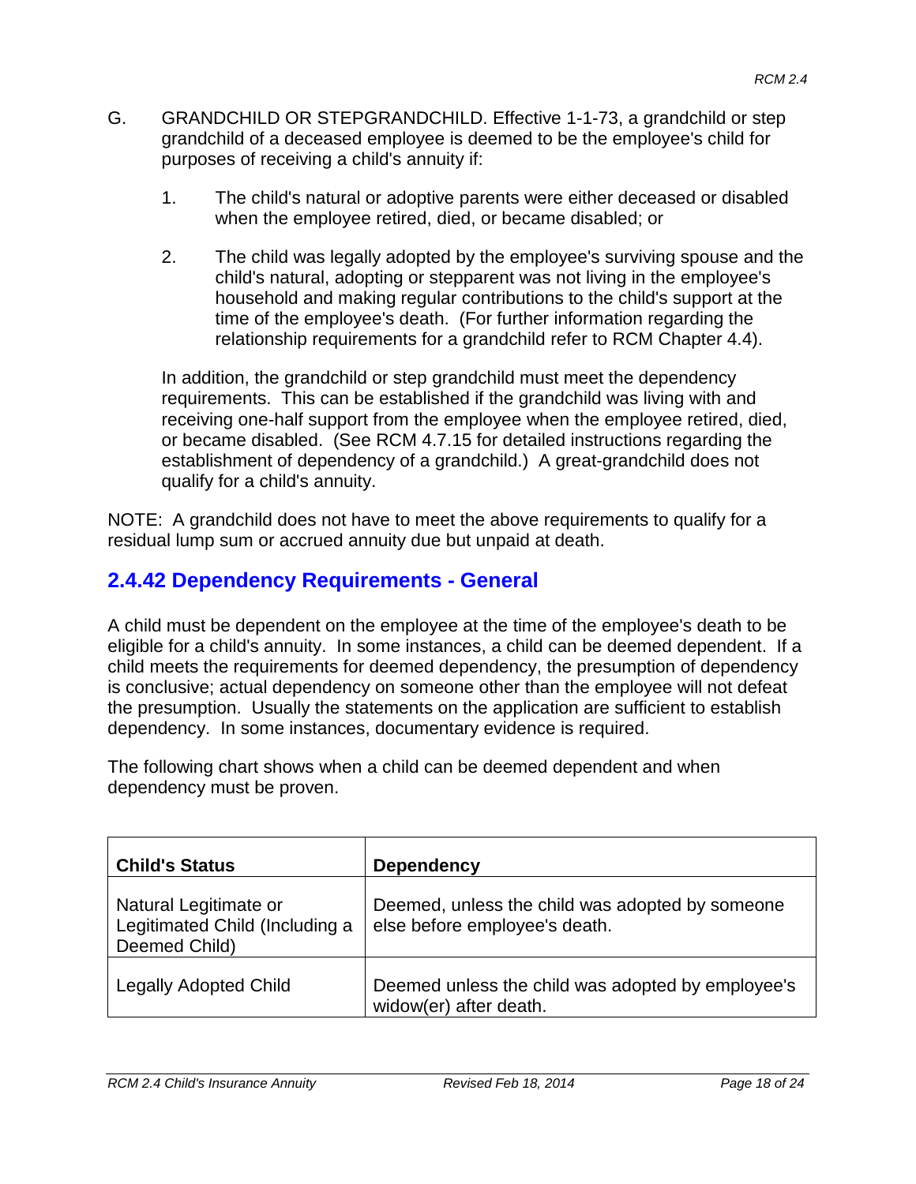G. GRANDCHILD OR STEPGRANDCHILD. Effective 1-1-73, a grandchild or step grandchild of a deceased employee is deemed to be the employee's child for purposes of receiving a child's annuity if:

1. The child's natural or adoptive parents were either deceased or disabled when the employee retired, died, or became disabled; or

2. The child was legally adopted by the employee's surviving spouse and the child's natural, adopting or stepparent was not living in the employee's household and making regular contributions to the child's support at the time of the employee's death. (For further information regarding the relationship requirements for a grandchild refer to RCM Chapter 4.4).

In addition, the grandchild or step grandchild must meet the dependency requirements. This can be established if the grandchild was living with and receiving one-half support from the employee when the employee retired, died, or became disabled. (See RCM 4.7.15 for detailed instructions regarding the establishment of dependency of a grandchild.) A great-grandchild does not qualify for a child's annuity.

NOTE: A grandchild does not have to meet the above requirements to qualify for a residual lump sum or accrued annuity due but unpaid at death.

## 2.4.42 Dependency Requirements - General

A child must be dependent on the employee at the time of the employee's death to be eligible for a child's annuity. In some instances, a child can be deemed dependent. If a child meets the requirements for deemed dependency, the presumption of dependency is conclusive; actual dependency on someone other than the employee will not defeat the presumption. Usually the statements on the application are sufficient to establish dependency. In some instances, documentary evidence is required.

The following chart shows when a child can be deemed dependent and when dependency must be proven.

| Child's Status | Dependency |
| --- | --- |
| Natural Legitimate or Legitimated Child (Including a Deemed Child) | Deemed, unless the child was adopted by someone else before employee's death. |
| Legally Adopted Child | Deemed unless the child was adopted by employee's widow(er) after death. |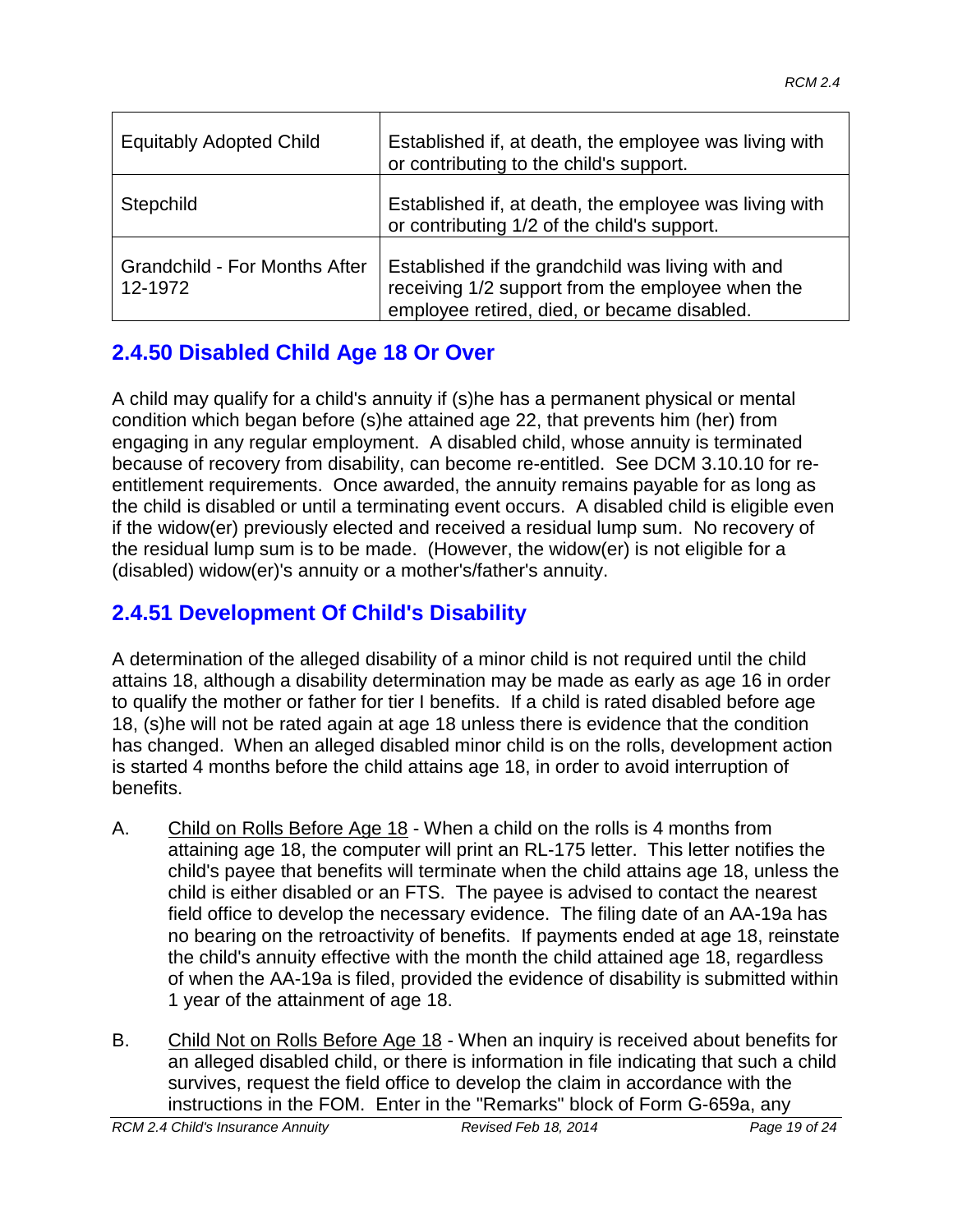| | |
|---|---|
| Equitably Adopted Child | Established if, at death, the employee was living with or contributing to the child's support. |
| Stepchild | Established if, at death, the employee was living with or contributing 1/2 of the child's support. |
| Grandchild - For Months After 12-1972 | Established if the grandchild was living with and receiving 1/2 support from the employee when the employee retired, died, or became disabled. |

## 2.4.50 Disabled Child Age 18 Or Over

A child may qualify for a child's annuity if (s)he has a permanent physical or mental condition which began before (s)he attained age 22, that prevents him (her) from engaging in any regular employment. A disabled child, whose annuity is terminated because of recovery from disability, can become re-entitled. See DCM 3.10.10 for re-entitlement requirements. Once awarded, the annuity remains payable for as long as the child is disabled or until a terminating event occurs. A disabled child is eligible even if the widow(er) previously elected and received a residual lump sum. No recovery of the residual lump sum is to be made. (However, the widow(er) is not eligible for a (disabled) widow(er)'s annuity or a mother's/father's annuity.

## 2.4.51 Development Of Child's Disability

A determination of the alleged disability of a minor child is not required until the child attains 18, although a disability determination may be made as early as age 16 in order to qualify the mother or father for tier I benefits. If a child is rated disabled before age 18, (s)he will not be rated again at age 18 unless there is evidence that the condition has changed. When an alleged disabled minor child is on the rolls, development action is started 4 months before the child attains age 18, in order to avoid interruption of benefits.

A. Child on Rolls Before Age 18 - When a child on the rolls is 4 months from attaining age 18, the computer will print an RL-175 letter. This letter notifies the child's payee that benefits will terminate when the child attains age 18, unless the child is either disabled or an FTS. The payee is advised to contact the nearest field office to develop the necessary evidence. The filing date of an AA-19a has no bearing on the retroactivity of benefits. If payments ended at age 18, reinstate the child's annuity effective with the month the child attained age 18, regardless of when the AA-19a is filed, provided the evidence of disability is submitted within 1 year of the attainment of age 18.

B. Child Not on Rolls Before Age 18 - When an inquiry is received about benefits for an alleged disabled child, or there is information in file indicating that such a child survives, request the field office to develop the claim in accordance with the instructions in the FOM. Enter in the "Remarks" block of Form G-659a, any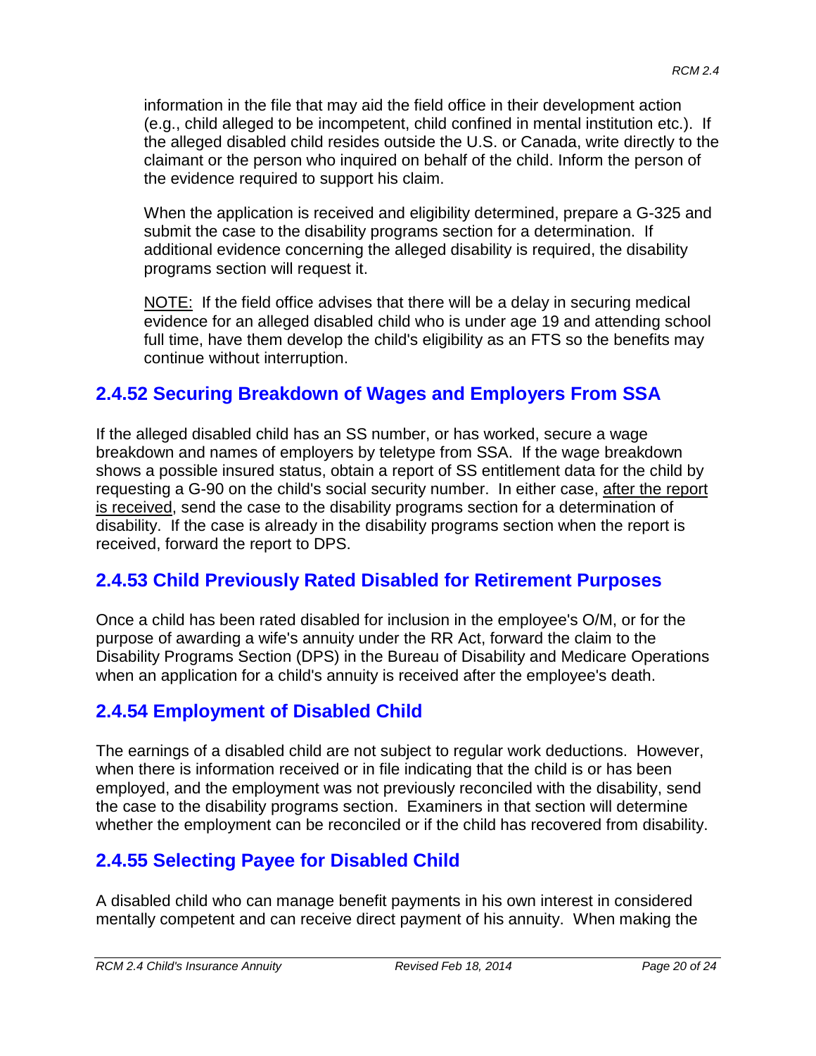information in the file that may aid the field office in their development action (e.g., child alleged to be incompetent, child confined in mental institution etc.). If the alleged disabled child resides outside the U.S. or Canada, write directly to the claimant or the person who inquired on behalf of the child. Inform the person of the evidence required to support his claim.

When the application is received and eligibility determined, prepare a G-325 and submit the case to the disability programs section for a determination. If additional evidence concerning the alleged disability is required, the disability programs section will request it.

NOTE: If the field office advises that there will be a delay in securing medical evidence for an alleged disabled child who is under age 19 and attending school full time, have them develop the child's eligibility as an FTS so the benefits may continue without interruption.

## 2.4.52 Securing Breakdown of Wages and Employers From SSA

If the alleged disabled child has an SS number, or has worked, secure a wage breakdown and names of employers by teletype from SSA. If the wage breakdown shows a possible insured status, obtain a report of SS entitlement data for the child by requesting a G-90 on the child's social security number. In either case, after the report is received, send the case to the disability programs section for a determination of disability. If the case is already in the disability programs section when the report is received, forward the report to DPS.

## 2.4.53 Child Previously Rated Disabled for Retirement Purposes

Once a child has been rated disabled for inclusion in the employee's O/M, or for the purpose of awarding a wife's annuity under the RR Act, forward the claim to the Disability Programs Section (DPS) in the Bureau of Disability and Medicare Operations when an application for a child's annuity is received after the employee's death.

## 2.4.54 Employment of Disabled Child

The earnings of a disabled child are not subject to regular work deductions. However, when there is information received or in file indicating that the child is or has been employed, and the employment was not previously reconciled with the disability, send the case to the disability programs section. Examiners in that section will determine whether the employment can be reconciled or if the child has recovered from disability.

## 2.4.55 Selecting Payee for Disabled Child

A disabled child who can manage benefit payments in his own interest in considered mentally competent and can receive direct payment of his annuity. When making the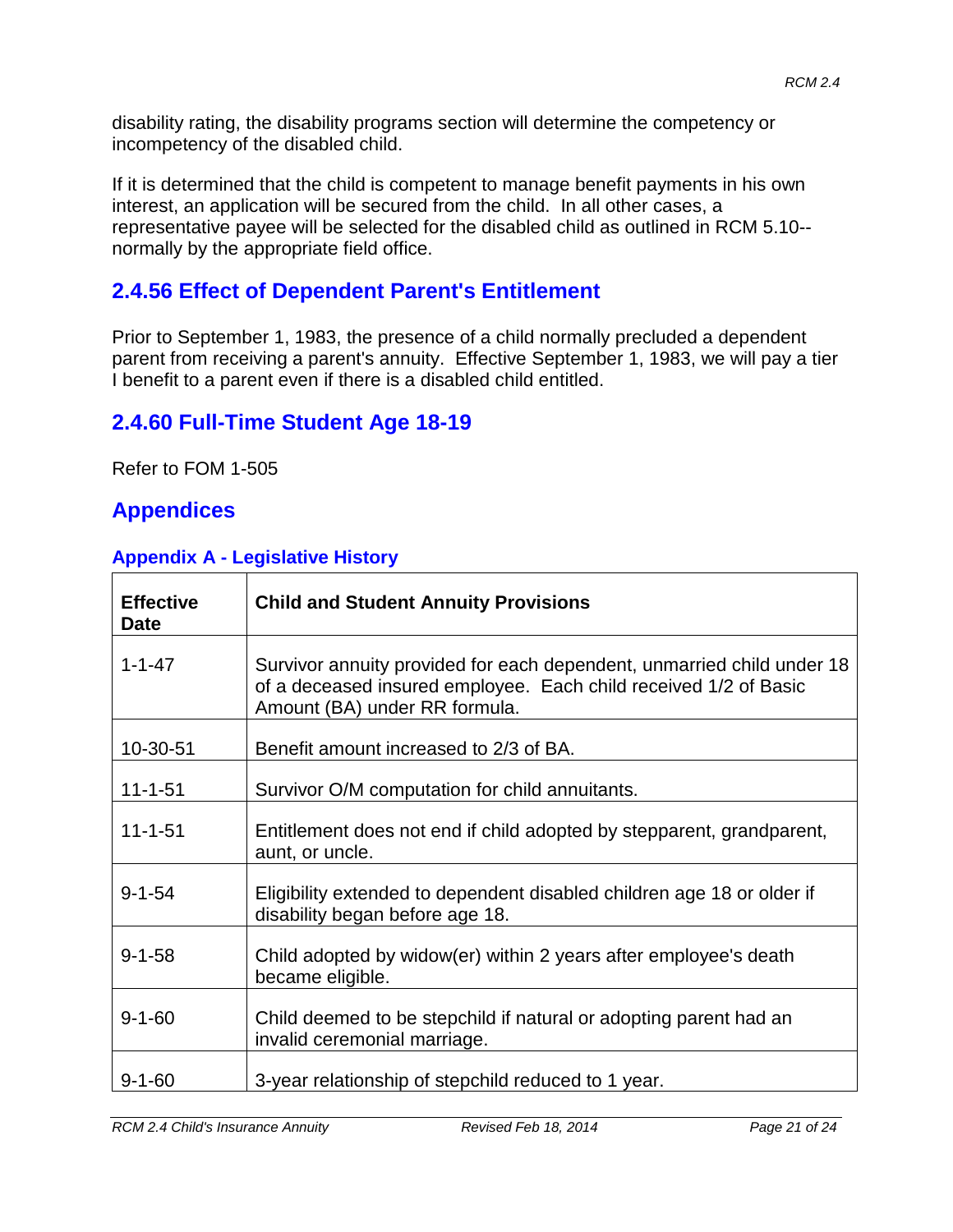disability rating, the disability programs section will determine the competency or incompetency of the disabled child.

If it is determined that the child is competent to manage benefit payments in his own interest, an application will be secured from the child. In all other cases, a representative payee will be selected for the disabled child as outlined in RCM 5.10--normally by the appropriate field office.

## 2.4.56 Effect of Dependent Parent's Entitlement

Prior to September 1, 1983, the presence of a child normally precluded a dependent parent from receiving a parent's annuity. Effective September 1, 1983, we will pay a tier I benefit to a parent even if there is a disabled child entitled.

## 2.4.60 Full-Time Student Age 18-19

Refer to FOM 1-505

## Appendices

### Appendix A - Legislative History

| Effective Date | Child and Student Annuity Provisions |
|---|---|
| 1-1-47 | Survivor annuity provided for each dependent, unmarried child under 18 of a deceased insured employee. Each child received 1/2 of Basic Amount (BA) under RR formula. |
| 10-30-51 | Benefit amount increased to 2/3 of BA. |
| 11-1-51 | Survivor O/M computation for child annuitants. |
| 11-1-51 | Entitlement does not end if child adopted by stepparent, grandparent, aunt, or uncle. |
| 9-1-54 | Eligibility extended to dependent disabled children age 18 or older if disability began before age 18. |
| 9-1-58 | Child adopted by widow(er) within 2 years after employee's death became eligible. |
| 9-1-60 | Child deemed to be stepchild if natural or adopting parent had an invalid ceremonial marriage. |
| 9-1-60 | 3-year relationship of stepchild reduced to 1 year. |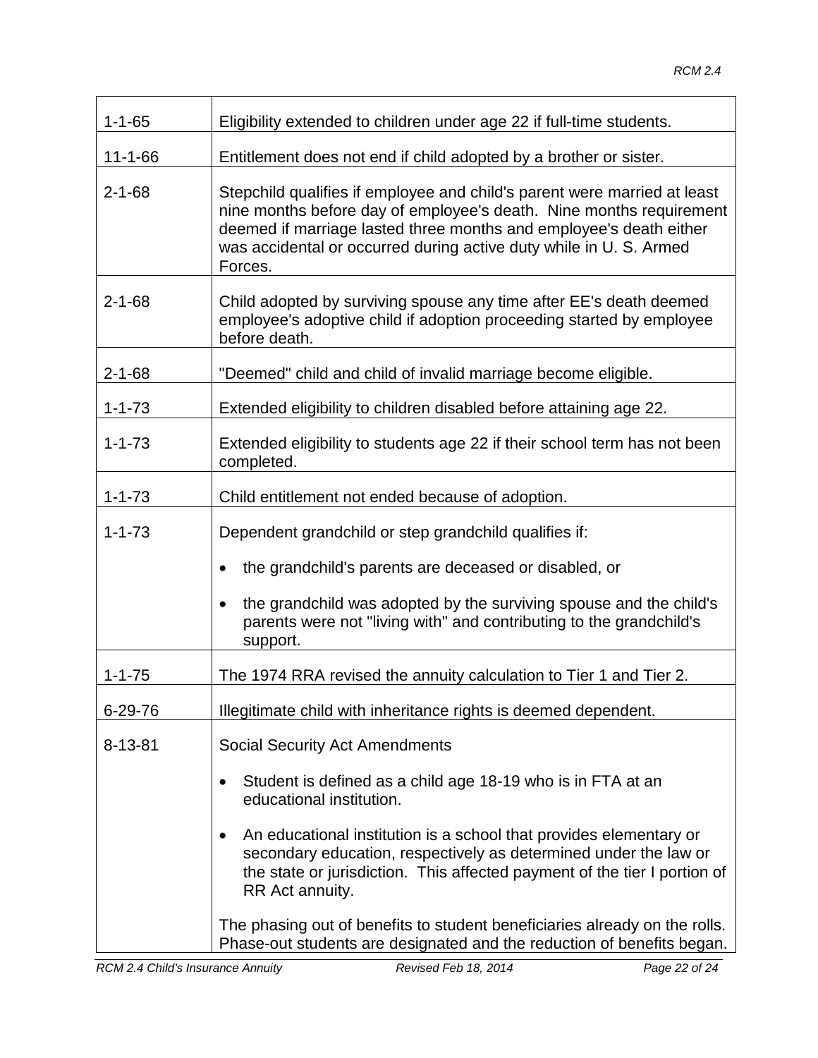| | |
|---|---|
| 1-1-65 | Eligibility extended to children under age 22 if full-time students. |
| 11-1-66 | Entitlement does not end if child adopted by a brother or sister. |
| 2-1-68 | Stepchild qualifies if employee and child's parent were married at least nine months before day of employee's death. Nine months requirement deemed if marriage lasted three months and employee's death either was accidental or occurred during active duty while in U. S. Armed Forces. |
| 2-1-68 | Child adopted by surviving spouse any time after EE's death deemed employee's adoptive child if adoption proceeding started by employee before death. |
| 2-1-68 | "Deemed" child and child of invalid marriage become eligible. |
| 1-1-73 | Extended eligibility to children disabled before attaining age 22. |
| 1-1-73 | Extended eligibility to students age 22 if their school term has not been completed. |
| 1-1-73 | Child entitlement not ended because of adoption. |
| 1-1-73 | Dependent grandchild or step grandchild qualifies if:<br>• the grandchild's parents are deceased or disabled, or<br>• the grandchild was adopted by the surviving spouse and the child's parents were not "living with" and contributing to the grandchild's support. |
| 1-1-75 | The 1974 RRA revised the annuity calculation to Tier 1 and Tier 2. |
| 6-29-76 | Illegitimate child with inheritance rights is deemed dependent. |
| 8-13-81 | Social Security Act Amendments<br>• Student is defined as a child age 18-19 who is in FTA at an educational institution.<br>• An educational institution is a school that provides elementary or secondary education, respectively as determined under the law or the state or jurisdiction. This affected payment of the tier I portion of RR Act annuity.<br>The phasing out of benefits to student beneficiaries already on the rolls. Phase-out students are designated and the reduction of benefits began. |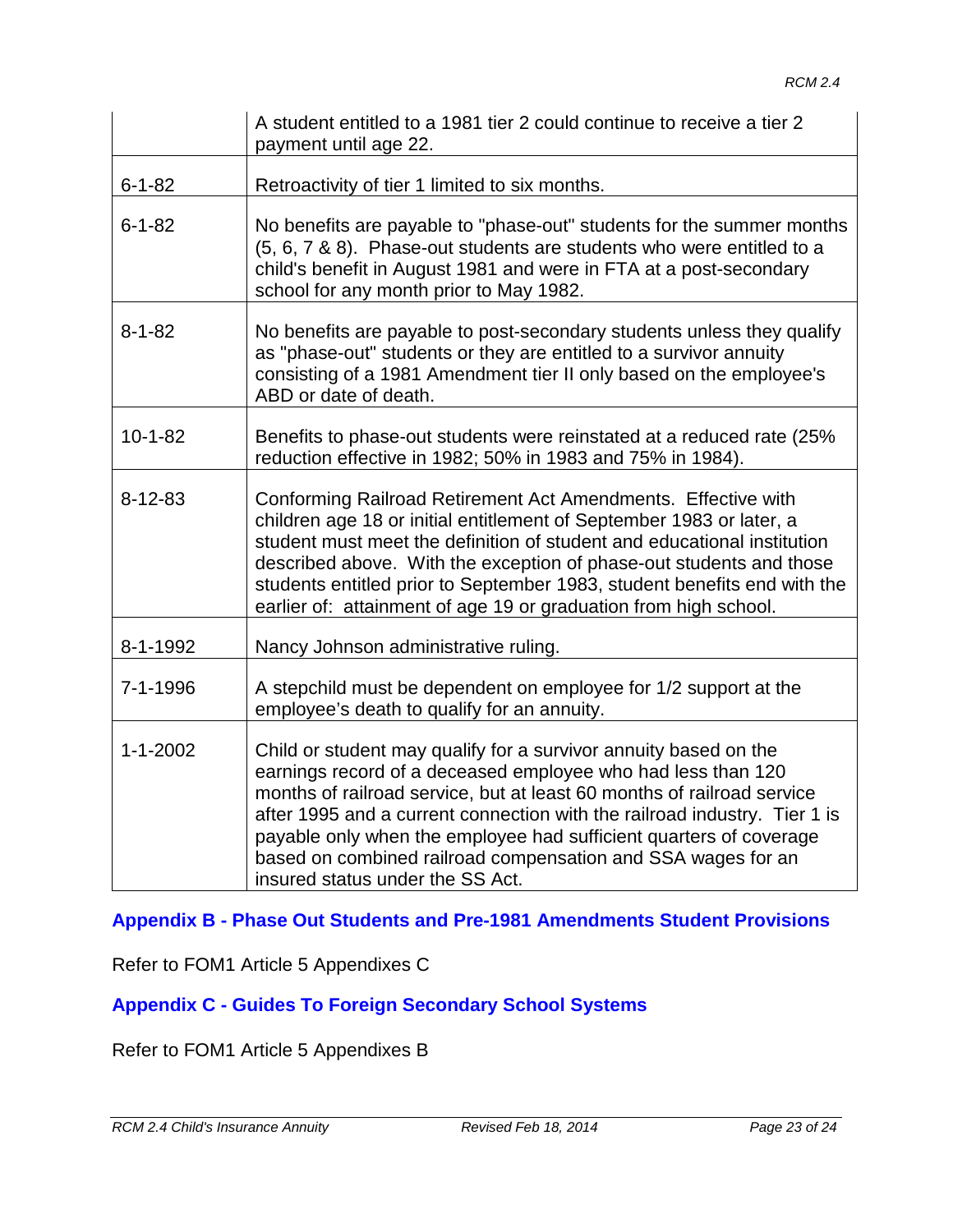| | |
|---|---|
| | A student entitled to a 1981 tier 2 could continue to receive a tier 2 payment until age 22. |
| 6-1-82 | Retroactivity of tier 1 limited to six months. |
| 6-1-82 | No benefits are payable to "phase-out" students for the summer months (5, 6, 7 & 8). Phase-out students are students who were entitled to a child's benefit in August 1981 and were in FTA at a post-secondary school for any month prior to May 1982. |
| 8-1-82 | No benefits are payable to post-secondary students unless they qualify as "phase-out" students or they are entitled to a survivor annuity consisting of a 1981 Amendment tier II only based on the employee's ABD or date of death. |
| 10-1-82 | Benefits to phase-out students were reinstated at a reduced rate (25% reduction effective in 1982; 50% in 1983 and 75% in 1984). |
| 8-12-83 | Conforming Railroad Retirement Act Amendments. Effective with children age 18 or initial entitlement of September 1983 or later, a student must meet the definition of student and educational institution described above. With the exception of phase-out students and those students entitled prior to September 1983, student benefits end with the earlier of: attainment of age 19 or graduation from high school. |
| 8-1-1992 | Nancy Johnson administrative ruling. |
| 7-1-1996 | A stepchild must be dependent on employee for 1/2 support at the employee's death to qualify for an annuity. |
| 1-1-2002 | Child or student may qualify for a survivor annuity based on the earnings record of a deceased employee who had less than 120 months of railroad service, but at least 60 months of railroad service after 1995 and a current connection with the railroad industry. Tier 1 is payable only when the employee had sufficient quarters of coverage based on combined railroad compensation and SSA wages for an insured status under the SS Act. |

## Appendix B - Phase Out Students and Pre-1981 Amendments Student Provisions

Refer to FOM1 Article 5 Appendixes C

## Appendix C - Guides To Foreign Secondary School Systems

Refer to FOM1 Article 5 Appendixes B